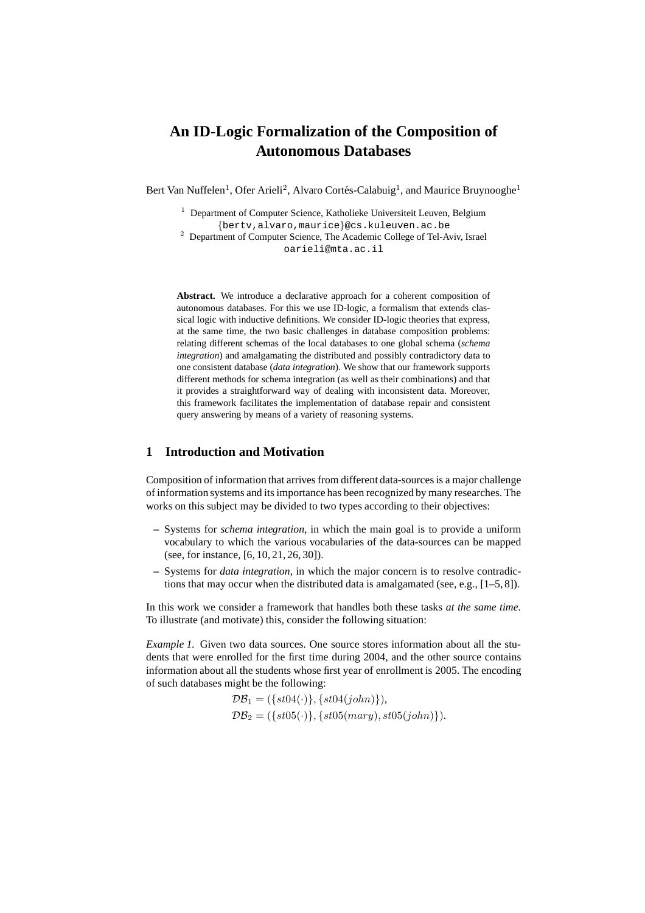# An ID-Logic Formalization of the Composition of Autonomous Databases

Bert Van Nuffelen[1], Ofer Arieli[2], Alvaro Cortés-Calabuig[1], and Maurice Bruynooghe[1]

[1] Department of Computer Science, Katholieke Universiteit Leuven, Belgium
{bertv,alvaro,maurice}@cs.kuleuven.ac.be
[2] Department of Computer Science, The Academic College of Tel-Aviv, Israel
oarieli@mta.ac.il

**Abstract.** We introduce a declarative approach for a coherent composition of autonomous databases. For this we use ID-logic, a formalism that extends classical logic with inductive definitions. We consider ID-logic theories that express, at the same time, the two basic challenges in database composition problems: relating different schemas of the local databases to one global schema (*schema integration*) and amalgamating the distributed and possibly contradictory data to one consistent database (*data integration*). We show that our framework supports different methods for schema integration (as well as their combinations) and that it provides a straightforward way of dealing with inconsistent data. Moreover, this framework facilitates the implementation of database repair and consistent query answering by means of a variety of reasoning systems.

## 1 Introduction and Motivation

Composition of information that arrives from different data-sources is a major challenge of information systems and its importance has been recognized by many researches. The works on this subject may be divided to two types according to their objectives:

- Systems for *schema integration*, in which the main goal is to provide a uniform vocabulary to which the various vocabularies of the data-sources can be mapped (see, for instance, [6, 10, 21, 26, 30]).
- Systems for *data integration*, in which the major concern is to resolve contradictions that may occur when the distributed data is amalgamated (see, e.g., [1–5, 8]).

In this work we consider a framework that handles both these tasks *at the same time*. To illustrate (and motivate) this, consider the following situation:

*Example 1.* Given two data sources. One source stores information about all the students that were enrolled for the first time during 2004, and the other source contains information about all the students whose first year of enrollment is 2005. The encoding of such databases might be the following:

$$\mathcal{DB}_1 = (\{st04(\cdot)\}, \{st04(john)\}),$$
$$\mathcal{DB}_2 = (\{st05(\cdot)\}, \{st05(mary), st05(john)\}).$$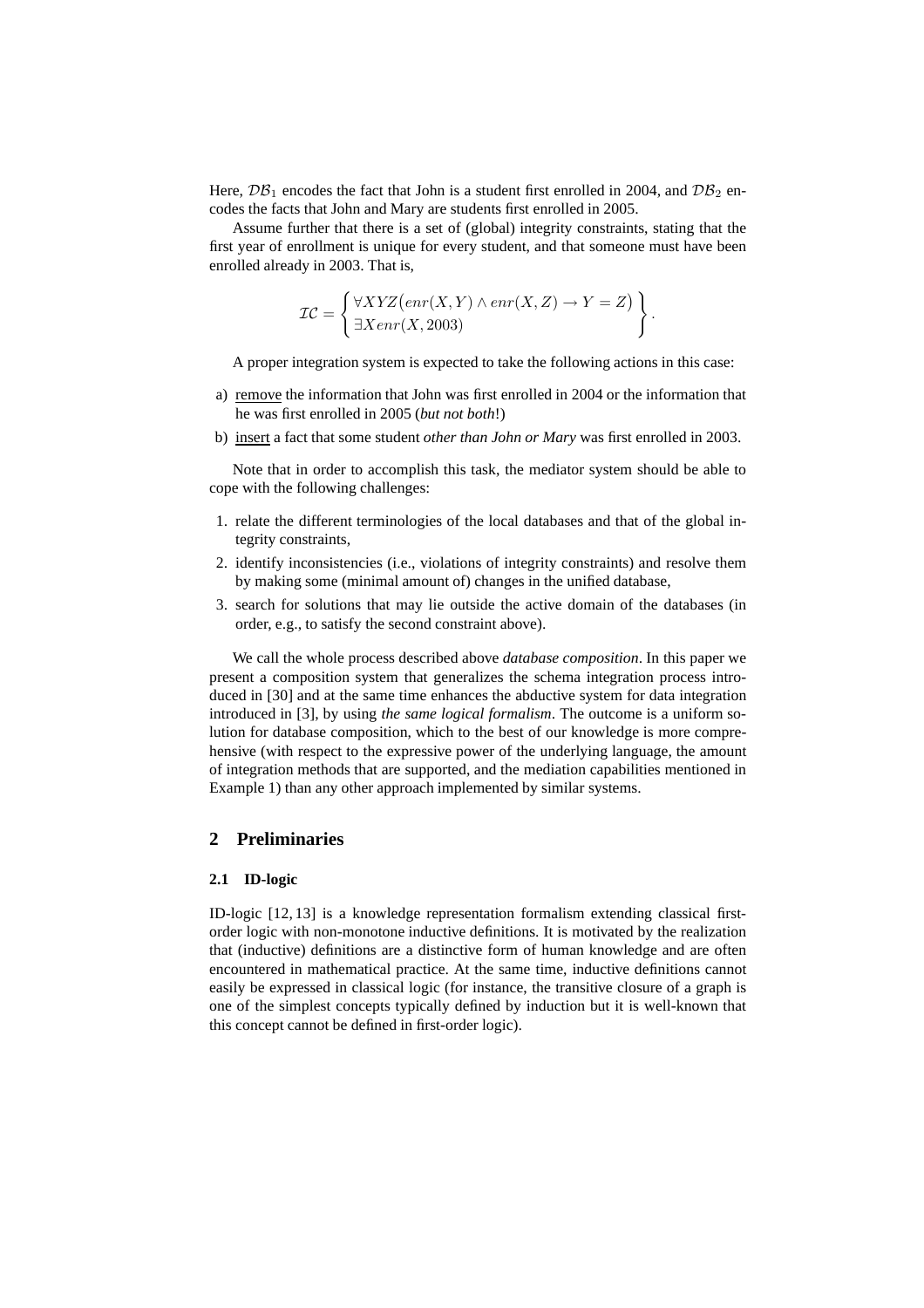Here, $\mathcal{DB}_1$ encodes the fact that John is a student first enrolled in 2004, and $\mathcal{DB}_2$ encodes the facts that John and Mary are students first enrolled in 2005.

Assume further that there is a set of (global) integrity constraints, stating that the first year of enrollment is unique for every student, and that someone must have been enrolled already in 2003. That is,

$$\mathcal{IC} = \left\{ \begin{array}{l} \forall XYZ\big(enr(X,Y) \wedge enr(X,Z) \rightarrow Y = Z\big) \\ \exists X enr(X, 2003) \end{array} \right\}.$$

A proper integration system is expected to take the following actions in this case:

a) remove the information that John was first enrolled in 2004 or the information that he was first enrolled in 2005 (*but not both*!)

b) insert a fact that some student *other than John or Mary* was first enrolled in 2003.

Note that in order to accomplish this task, the mediator system should be able to cope with the following challenges:

1. relate the different terminologies of the local databases and that of the global integrity constraints,
2. identify inconsistencies (i.e., violations of integrity constraints) and resolve them by making some (minimal amount of) changes in the unified database,
3. search for solutions that may lie outside the active domain of the databases (in order, e.g., to satisfy the second constraint above).

We call the whole process described above *database composition*. In this paper we present a composition system that generalizes the schema integration process introduced in [30] and at the same time enhances the abductive system for data integration introduced in [3], by using *the same logical formalism*. The outcome is a uniform solution for database composition, which to the best of our knowledge is more comprehensive (with respect to the expressive power of the underlying language, the amount of integration methods that are supported, and the mediation capabilities mentioned in Example 1) than any other approach implemented by similar systems.

## 2 Preliminaries

### 2.1 ID-logic

ID-logic [12, 13] is a knowledge representation formalism extending classical first-order logic with non-monotone inductive definitions. It is motivated by the realization that (inductive) definitions are a distinctive form of human knowledge and are often encountered in mathematical practice. At the same time, inductive definitions cannot easily be expressed in classical logic (for instance, the transitive closure of a graph is one of the simplest concepts typically defined by induction but it is well-known that this concept cannot be defined in first-order logic).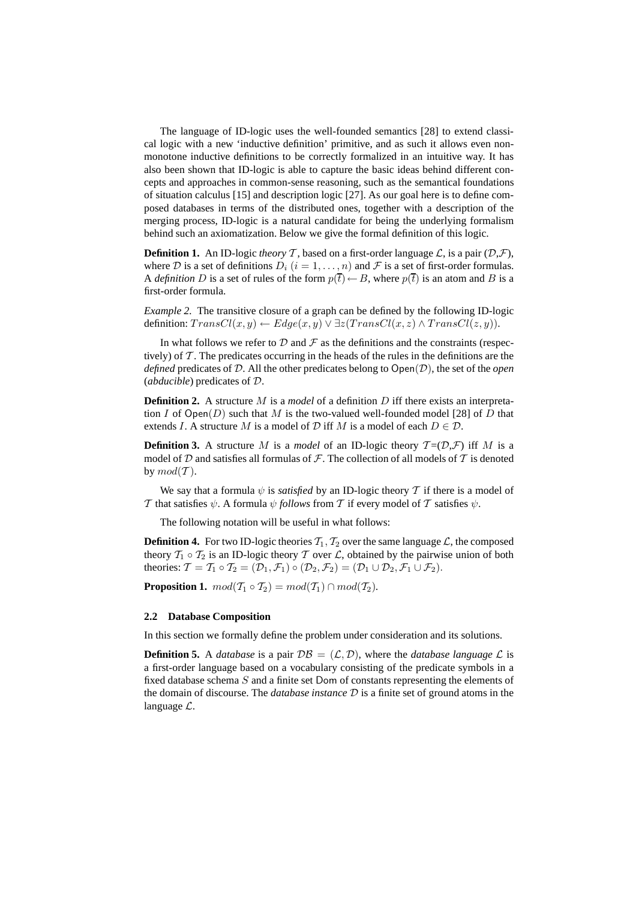The language of ID-logic uses the well-founded semantics [28] to extend classical logic with a new 'inductive definition' primitive, and as such it allows even non-monotone inductive definitions to be correctly formalized in an intuitive way. It has also been shown that ID-logic is able to capture the basic ideas behind different concepts and approaches in common-sense reasoning, such as the semantical foundations of situation calculus [15] and description logic [27]. As our goal here is to define composed databases in terms of the distributed ones, together with a description of the merging process, ID-logic is a natural candidate for being the underlying formalism behind such an axiomatization. Below we give the formal definition of this logic.

**Definition 1.** An ID-logic *theory* $\mathcal{T}$, based on a first-order language $\mathcal{L}$, is a pair ($\mathcal{D}$,$\mathcal{F}$), where $\mathcal{D}$ is a set of definitions $D_i$ $(i = 1, \ldots, n)$ and $\mathcal{F}$ is a set of first-order formulas. A *definition* $D$ is a set of rules of the form $p(\overline{t}) \leftarrow B$, where $p(\overline{t})$ is an atom and $B$ is a first-order formula.

*Example 2.* The transitive closure of a graph can be defined by the following ID-logic definition: $TransCl(x, y) \leftarrow Edge(x, y) \vee \exists z(TransCl(x, z) \wedge TransCl(z, y))$.

In what follows we refer to $\mathcal{D}$ and $\mathcal{F}$ as the definitions and the constraints (respectively) of $\mathcal{T}$. The predicates occurring in the heads of the rules in the definitions are the *defined* predicates of $\mathcal{D}$. All the other predicates belong to $\mathsf{Open}(\mathcal{D})$, the set of the *open* (*abducible*) predicates of $\mathcal{D}$.

**Definition 2.** A structure $M$ is a *model* of a definition $D$ iff there exists an interpretation $I$ of $\mathsf{Open}(D)$ such that $M$ is the two-valued well-founded model [28] of $D$ that extends $I$. A structure $M$ is a model of $\mathcal{D}$ iff $M$ is a model of each $D \in \mathcal{D}$.

**Definition 3.** A structure $M$ is a *model* of an ID-logic theory $\mathcal{T}$=($\mathcal{D}$,$\mathcal{F}$) iff $M$ is a model of $\mathcal{D}$ and satisfies all formulas of $\mathcal{F}$. The collection of all models of $\mathcal{T}$ is denoted by $mod(\mathcal{T})$.

We say that a formula $\psi$ is *satisfied* by an ID-logic theory $\mathcal{T}$ if there is a model of $\mathcal{T}$ that satisfies $\psi$. A formula $\psi$ *follows* from $\mathcal{T}$ if every model of $\mathcal{T}$ satisfies $\psi$.

The following notation will be useful in what follows:

**Definition 4.** For two ID-logic theories $\mathcal{T}_1, \mathcal{T}_2$ over the same language $\mathcal{L}$, the composed theory $\mathcal{T}_1 \circ \mathcal{T}_2$ is an ID-logic theory $\mathcal{T}$ over $\mathcal{L}$, obtained by the pairwise union of both theories: $\mathcal{T} = \mathcal{T}_1 \circ \mathcal{T}_2 = (\mathcal{D}_1, \mathcal{F}_1) \circ (\mathcal{D}_2, \mathcal{F}_2) = (\mathcal{D}_1 \cup \mathcal{D}_2, \mathcal{F}_1 \cup \mathcal{F}_2)$.

**Proposition 1.** $mod(\mathcal{T}_1 \circ \mathcal{T}_2) = mod(\mathcal{T}_1) \cap mod(\mathcal{T}_2)$.

### 2.2 Database Composition

In this section we formally define the problem under consideration and its solutions.

**Definition 5.** A *database* is a pair $\mathcal{DB} = (\mathcal{L}, \mathcal{D})$, where the *database language* $\mathcal{L}$ is a first-order language based on a vocabulary consisting of the predicate symbols in a fixed database schema $S$ and a finite set $\mathsf{Dom}$ of constants representing the elements of the domain of discourse. The *database instance* $\mathcal{D}$ is a finite set of ground atoms in the language $\mathcal{L}$.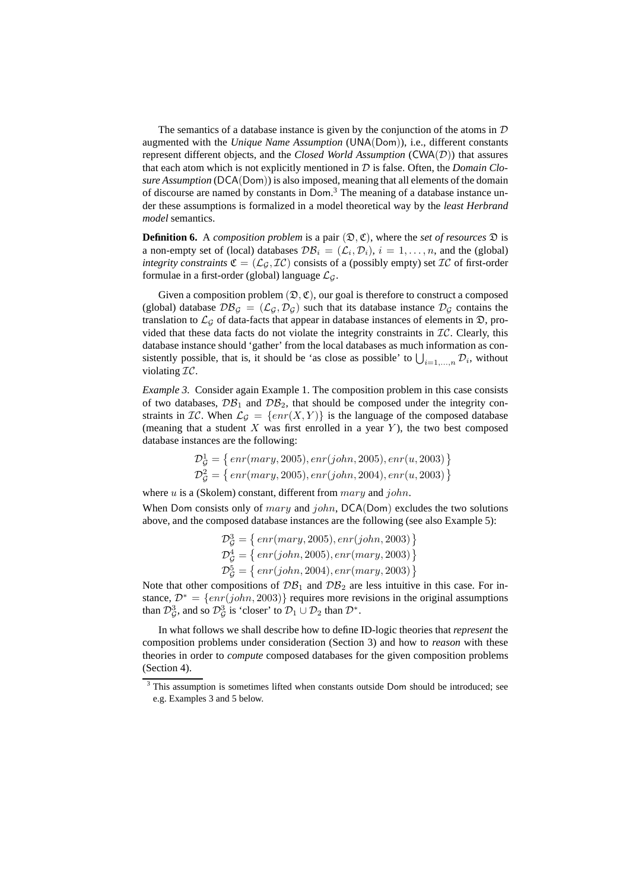The semantics of a database instance is given by the conjunction of the atoms in $\mathcal{D}$ augmented with the *Unique Name Assumption* ($\mathsf{UNA}(\mathsf{Dom})$), i.e., different constants represent different objects, and the *Closed World Assumption* ($\mathsf{CWA}(\mathcal{D})$) that assures that each atom which is not explicitly mentioned in $\mathcal{D}$ is false. Often, the *Domain Closure Assumption* ($\mathsf{DCA}(\mathsf{Dom})$) is also imposed, meaning that all elements of the domain of discourse are named by constants in $\mathsf{Dom}$.[3] The meaning of a database instance under these assumptions is formalized in a model theoretical way by the *least Herbrand model* semantics.

**Definition 6.** A *composition problem* is a pair $(\mathfrak{D}, \mathfrak{C})$, where the *set of resources* $\mathfrak{D}$ is a non-empty set of (local) databases $\mathcal{DB}_i = (\mathcal{L}_i, \mathcal{D}_i)$, $i = 1, \ldots, n$, and the (global) *integrity constraints* $\mathfrak{C} = (\mathcal{L}_\mathcal{G}, \mathcal{IC})$ consists of a (possibly empty) set $\mathcal{IC}$ of first-order formulae in a first-order (global) language $\mathcal{L}_\mathcal{G}$.

Given a composition problem $(\mathfrak{D}, \mathfrak{C})$, our goal is therefore to construct a composed (global) database $\mathcal{DB}_\mathcal{G} = (\mathcal{L}_\mathcal{G}, \mathcal{D}_\mathcal{G})$ such that its database instance $\mathcal{D}_\mathcal{G}$ contains the translation to $\mathcal{L}_\mathcal{G}$ of data-facts that appear in database instances of elements in $\mathfrak{D}$, provided that these data facts do not violate the integrity constraints in $\mathcal{IC}$. Clearly, this database instance should 'gather' from the local databases as much information as consistently possible, that is, it should be 'as close as possible' to $\bigcup_{i=1,\ldots,n} \mathcal{D}_i$, without violating $\mathcal{IC}$.

*Example 3.* Consider again Example 1. The composition problem in this case consists of two databases, $\mathcal{DB}_1$ and $\mathcal{DB}_2$, that should be composed under the integrity constraints in $\mathcal{IC}$. When $\mathcal{L}_\mathcal{G} = \{enr(X, Y)\}$ is the language of the composed database (meaning that a student $X$ was first enrolled in a year $Y$), the two best composed database instances are the following:

$$\mathcal{D}^1_\mathcal{G} = \{\, enr(mary, 2005), enr(john, 2005), enr(u, 2003) \,\}$$
$$\mathcal{D}^2_\mathcal{G} = \{\, enr(mary, 2005), enr(john, 2004), enr(u, 2003) \,\}$$

where $u$ is a (Skolem) constant, different from $mary$ and $john$.

When $\mathsf{Dom}$ consists only of $mary$ and $john$, $\mathsf{DCA}(\mathsf{Dom})$ excludes the two solutions above, and the composed database instances are the following (see also Example 5):

$$\mathcal{D}^3_\mathcal{G} = \{\, enr(mary, 2005), enr(john, 2003) \,\}$$
$$\mathcal{D}^4_\mathcal{G} = \{\, enr(john, 2005), enr(mary, 2003) \,\}$$
$$\mathcal{D}^5_\mathcal{G} = \{\, enr(john, 2004), enr(mary, 2003) \,\}$$

Note that other compositions of $\mathcal{DB}_1$ and $\mathcal{DB}_2$ are less intuitive in this case. For instance, $\mathcal{D}^* = \{enr(john, 2003)\}$ requires more revisions in the original assumptions than $\mathcal{D}^3_\mathcal{G}$, and so $\mathcal{D}^3_\mathcal{G}$ is 'closer' to $\mathcal{D}_1 \cup \mathcal{D}_2$ than $\mathcal{D}^*$.

In what follows we shall describe how to define ID-logic theories that *represent* the composition problems under consideration (Section 3) and how to *reason* with these theories in order to *compute* composed databases for the given composition problems (Section 4).

[3] This assumption is sometimes lifted when constants outside $\mathsf{Dom}$ should be introduced; see e.g. Examples 3 and 5 below.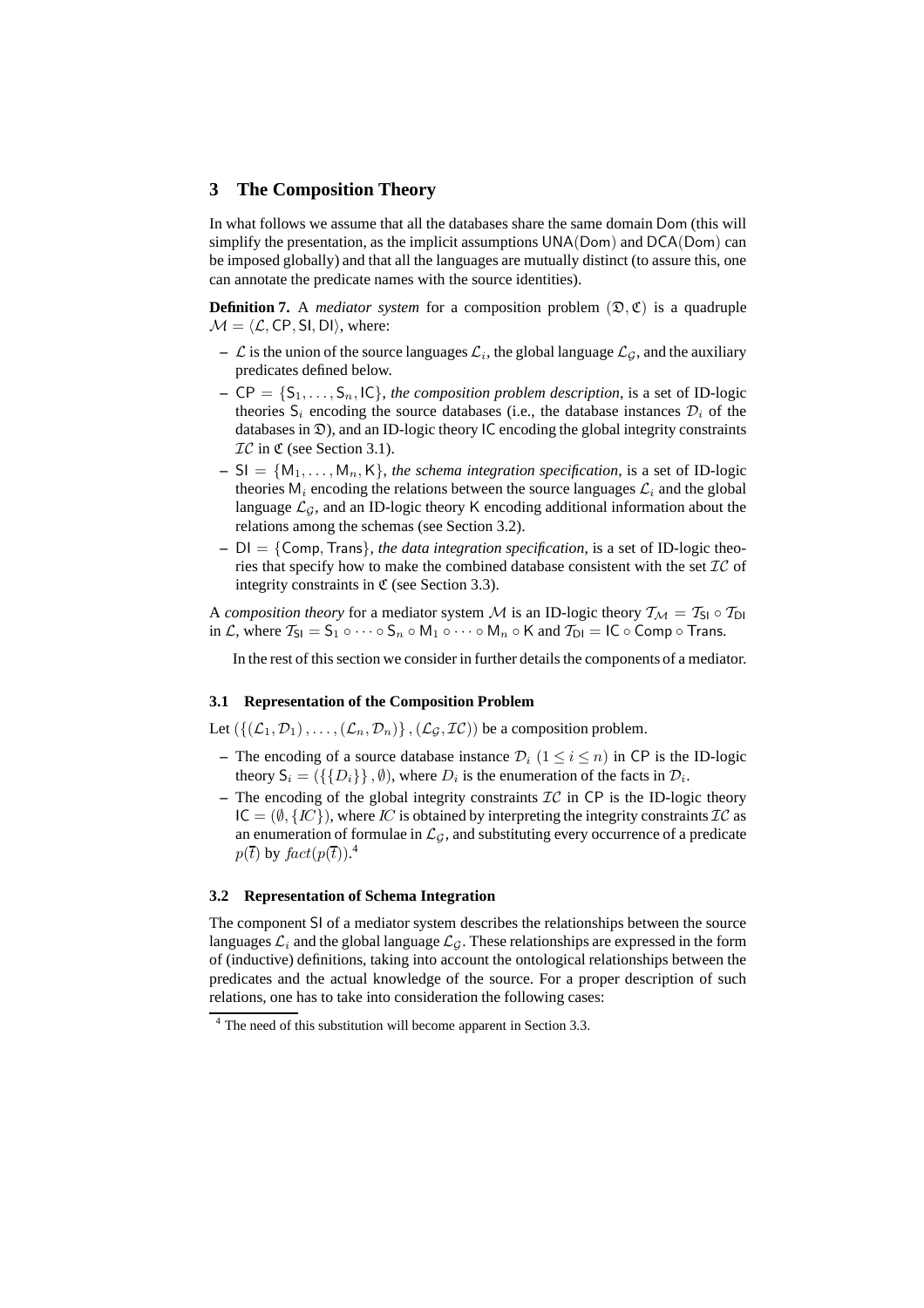## 3 The Composition Theory

In what follows we assume that all the databases share the same domain $\mathsf{Dom}$ (this will simplify the presentation, as the implicit assumptions $\mathsf{UNA}(\mathsf{Dom})$ and $\mathsf{DCA}(\mathsf{Dom})$ can be imposed globally) and that all the languages are mutually distinct (to assure this, one can annotate the predicate names with the source identities).

**Definition 7.** A *mediator system* for a composition problem $(\mathfrak{D}, \mathfrak{C})$ is a quadruple $\mathcal{M} = \langle \mathcal{L}, \mathsf{CP}, \mathsf{SI}, \mathsf{DI} \rangle$, where:

- $\mathcal{L}$ is the union of the source languages $\mathcal{L}_i$, the global language $\mathcal{L}_\mathcal{G}$, and the auxiliary predicates defined below.
- $\mathsf{CP} = \{\mathsf{S}_1, \ldots, \mathsf{S}_n, \mathsf{IC}\}$, *the composition problem description*, is a set of ID-logic theories $\mathsf{S}_i$ encoding the source databases (i.e., the database instances $\mathcal{D}_i$ of the databases in $\mathfrak{D}$), and an ID-logic theory $\mathsf{IC}$ encoding the global integrity constraints $\mathcal{IC}$ in $\mathfrak{C}$ (see Section 3.1).
- $\mathsf{SI} = \{\mathsf{M}_1, \ldots, \mathsf{M}_n, \mathsf{K}\}$, *the schema integration specification*, is a set of ID-logic theories $\mathsf{M}_i$ encoding the relations between the source languages $\mathcal{L}_i$ and the global language $\mathcal{L}_\mathcal{G}$, and an ID-logic theory $\mathsf{K}$ encoding additional information about the relations among the schemas (see Section 3.2).
- $\mathsf{DI} = \{\mathsf{Comp}, \mathsf{Trans}\}$, *the data integration specification*, is a set of ID-logic theories that specify how to make the combined database consistent with the set $\mathcal{IC}$ of integrity constraints in $\mathfrak{C}$ (see Section 3.3).

A *composition theory* for a mediator system $\mathcal{M}$ is an ID-logic theory $\mathcal{T}_\mathcal{M} = \mathcal{T}_\mathsf{SI} \circ \mathcal{T}_\mathsf{DI}$ in $\mathcal{L}$, where $\mathcal{T}_\mathsf{SI} = \mathsf{S}_1 \circ \cdots \circ \mathsf{S}_n \circ \mathsf{M}_1 \circ \cdots \circ \mathsf{M}_n \circ \mathsf{K}$ and $\mathcal{T}_\mathsf{DI} = \mathsf{IC} \circ \mathsf{Comp} \circ \mathsf{Trans}$.

In the rest of this section we consider in further details the components of a mediator.

### 3.1 Representation of the Composition Problem

Let $(\{(\mathcal{L}_1, \mathcal{D}_1), \ldots, (\mathcal{L}_n, \mathcal{D}_n)\}, (\mathcal{L}_\mathcal{G}, \mathcal{IC}))$ be a composition problem.

- The encoding of a source database instance $\mathcal{D}_i$ $(1 \leq i \leq n)$ in $\mathsf{CP}$ is the ID-logic theory $\mathsf{S}_i = (\{\{D_i\}\}, \emptyset)$, where $D_i$ is the enumeration of the facts in $\mathcal{D}_i$.
- The encoding of the global integrity constraints $\mathcal{IC}$ in $\mathsf{CP}$ is the ID-logic theory $\mathsf{IC} = (\emptyset, \{IC\})$, where $IC$ is obtained by interpreting the integrity constraints $\mathcal{IC}$ as an enumeration of formulae in $\mathcal{L}_\mathcal{G}$, and substituting every occurrence of a predicate $p(\overline{t})$ by $fact(p(\overline{t}))$.[4]

### 3.2 Representation of Schema Integration

The component $\mathsf{SI}$ of a mediator system describes the relationships between the source languages $\mathcal{L}_i$ and the global language $\mathcal{L}_\mathcal{G}$. These relationships are expressed in the form of (inductive) definitions, taking into account the ontological relationships between the predicates and the actual knowledge of the source. For a proper description of such relations, one has to take into consideration the following cases:

[4] The need of this substitution will become apparent in Section 3.3.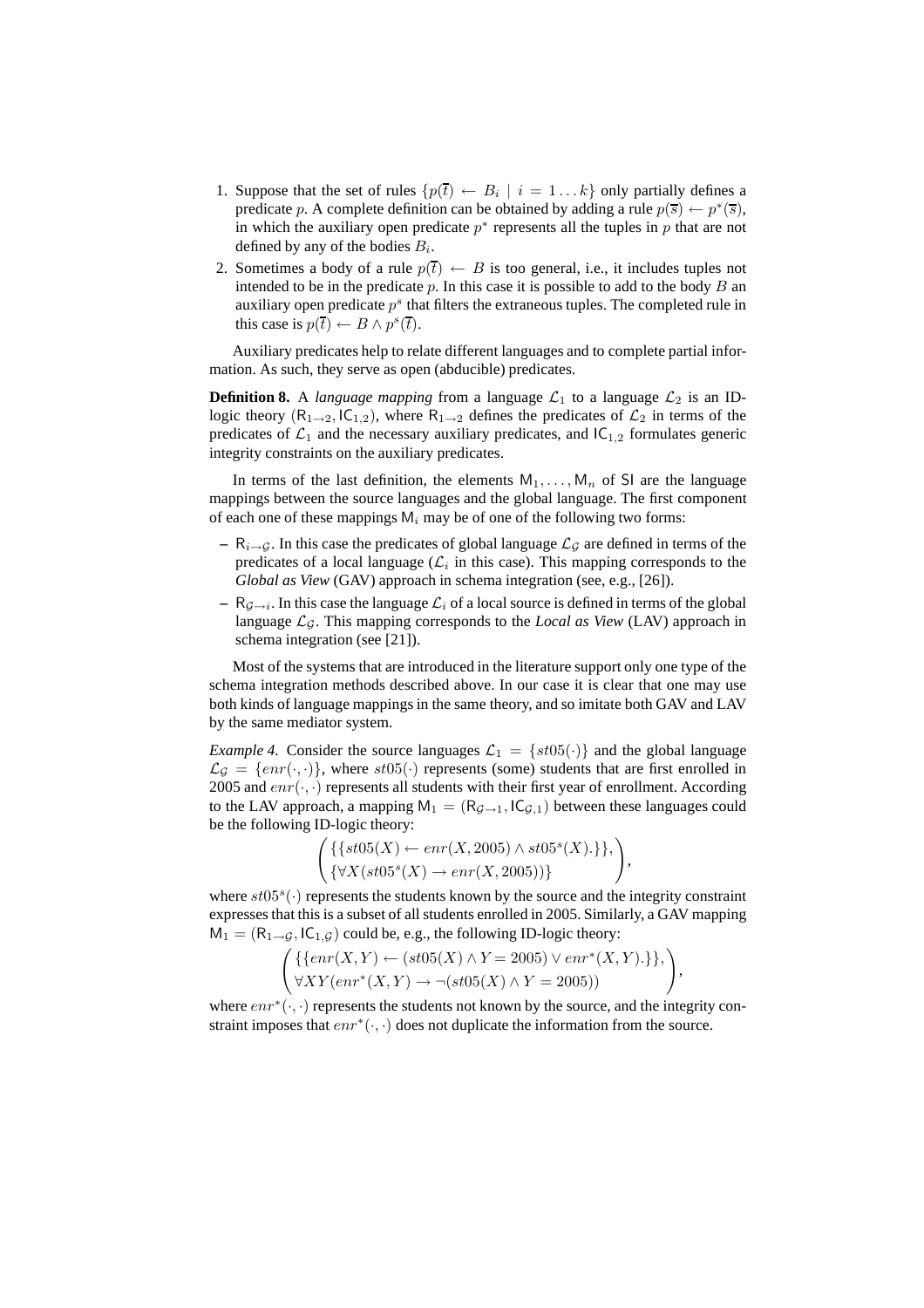1. Suppose that the set of rules $\{p(\overline{t}) \leftarrow B_i \mid i = 1 \ldots k\}$ only partially defines a predicate $p$. A complete definition can be obtained by adding a rule $p(\overline{s}) \leftarrow p^*(\overline{s})$, in which the auxiliary open predicate $p^*$ represents all the tuples in $p$ that are not defined by any of the bodies $B_i$.
2. Sometimes a body of a rule $p(\overline{t}) \leftarrow B$ is too general, i.e., it includes tuples not intended to be in the predicate $p$. In this case it is possible to add to the body $B$ an auxiliary open predicate $p^s$ that filters the extraneous tuples. The completed rule in this case is $p(\overline{t}) \leftarrow B \wedge p^s(\overline{t})$.

Auxiliary predicates help to relate different languages and to complete partial information. As such, they serve as open (abducible) predicates.

**Definition 8.** A *language mapping* from a language $\mathcal{L}_1$ to a language $\mathcal{L}_2$ is an ID-logic theory $(\mathsf{R}_{1\rightarrow 2}, \mathsf{IC}_{1,2})$, where $\mathsf{R}_{1\rightarrow 2}$ defines the predicates of $\mathcal{L}_2$ in terms of the predicates of $\mathcal{L}_1$ and the necessary auxiliary predicates, and $\mathsf{IC}_{1,2}$ formulates generic integrity constraints on the auxiliary predicates.

In terms of the last definition, the elements $\mathsf{M}_1, \ldots, \mathsf{M}_n$ of $\mathsf{SI}$ are the language mappings between the source languages and the global language. The first component of each one of these mappings $\mathsf{M}_i$ may be of one of the following two forms:

- $\mathsf{R}_{i\rightarrow\mathcal{G}}$. In this case the predicates of global language $\mathcal{L}_\mathcal{G}$ are defined in terms of the predicates of a local language ($\mathcal{L}_i$ in this case). This mapping corresponds to the *Global as View* (GAV) approach in schema integration (see, e.g., [26]).
- $\mathsf{R}_{\mathcal{G}\rightarrow i}$. In this case the language $\mathcal{L}_i$ of a local source is defined in terms of the global language $\mathcal{L}_\mathcal{G}$. This mapping corresponds to the *Local as View* (LAV) approach in schema integration (see [21]).

Most of the systems that are introduced in the literature support only one type of the schema integration methods described above. In our case it is clear that one may use both kinds of language mappings in the same theory, and so imitate both GAV and LAV by the same mediator system.

*Example 4.* Consider the source languages $\mathcal{L}_1 = \{st05(\cdot)\}$ and the global language $\mathcal{L}_\mathcal{G} = \{enr(\cdot,\cdot)\}$, where $st05(\cdot)$ represents (some) students that are first enrolled in 2005 and $enr(\cdot,\cdot)$ represents all students with their first year of enrollment. According to the LAV approach, a mapping $\mathsf{M}_1 = (\mathsf{R}_{\mathcal{G}\rightarrow 1}, \mathsf{IC}_{\mathcal{G},1})$ between these languages could be the following ID-logic theory:

$$\begin{pmatrix} \{\{st05(X) \leftarrow enr(X, 2005) \wedge st05^s(X).\}\}, \\ \{\forall X(st05^s(X) \rightarrow enr(X, 2005))\} \end{pmatrix},$$

where $st05^s(\cdot)$ represents the students known by the source and the integrity constraint expresses that this is a subset of all students enrolled in 2005. Similarly, a GAV mapping $\mathsf{M}_1 = (\mathsf{R}_{1\rightarrow\mathcal{G}}, \mathsf{IC}_{1,\mathcal{G}})$ could be, e.g., the following ID-logic theory:

$$\begin{pmatrix} \{\{enr(X,Y) \leftarrow (st05(X) \wedge Y = 2005) \vee enr^*(X,Y).\}\}, \\ \forall XY(enr^*(X,Y) \rightarrow \neg(st05(X) \wedge Y = 2005)) \end{pmatrix},$$

where $enr^*(\cdot,\cdot)$ represents the students not known by the source, and the integrity constraint imposes that $enr^*(\cdot,\cdot)$ does not duplicate the information from the source.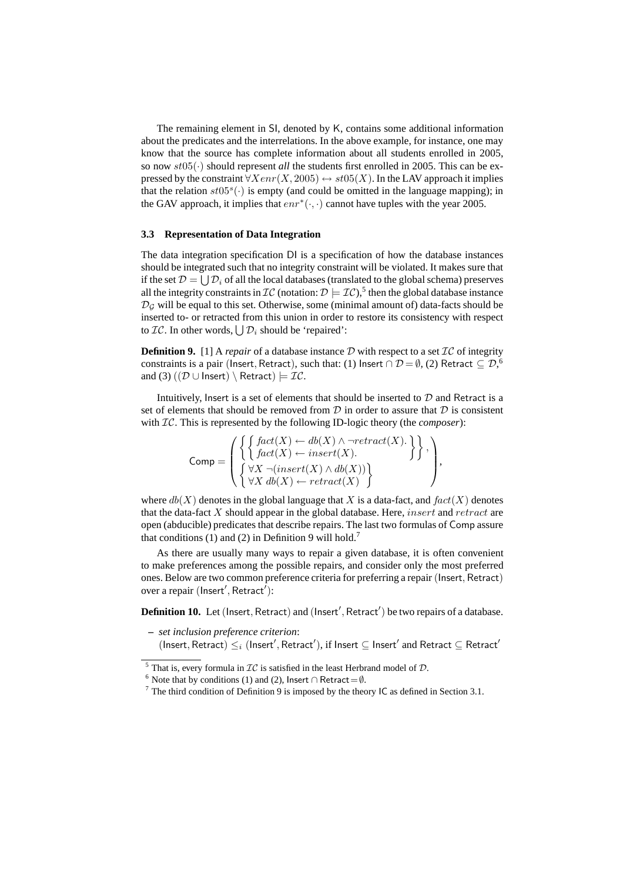The remaining element in SI, denoted by K, contains some additional information about the predicates and the interrelations. In the above example, for instance, one may know that the source has complete information about all students enrolled in 2005, so now $st05(\cdot)$ should represent *all* the students first enrolled in 2005. This can be expressed by the constraint $\forall X enr(X, 2005) \leftrightarrow st05(X)$. In the LAV approach it implies that the relation $st05^s(\cdot)$ is empty (and could be omitted in the language mapping); in the GAV approach, it implies that $enr^*(\cdot,\cdot)$ cannot have tuples with the year 2005.

### 3.3 Representation of Data Integration

The data integration specification DI is a specification of how the database instances should be integrated such that no integrity constraint will be violated. It makes sure that if the set $\mathcal{D} = \bigcup \mathcal{D}_i$ of all the local databases (translated to the global schema) preserves all the integrity constraints in $\mathcal{IC}$ (notation: $\mathcal{D} \models \mathcal{IC}$),[5] then the global database instance $\mathcal{D}_\mathcal{G}$ will be equal to this set. Otherwise, some (minimal amount of) data-facts should be inserted to- or retracted from this union in order to restore its consistency with respect to $\mathcal{IC}$. In other words, $\bigcup \mathcal{D}_i$ should be 'repaired':

**Definition 9.** [1] A *repair* of a database instance $\mathcal{D}$ with respect to a set $\mathcal{IC}$ of integrity constraints is a pair $(\mathsf{Insert}, \mathsf{Retract})$, such that: (1) $\mathsf{Insert} \cap \mathcal{D} = \emptyset$, (2) $\mathsf{Retract} \subseteq \mathcal{D}$,[6] and (3) $((\mathcal{D} \cup \mathsf{Insert}) \setminus \mathsf{Retract}) \models \mathcal{IC}$.

Intuitively, Insert is a set of elements that should be inserted to $\mathcal{D}$ and Retract is a set of elements that should be removed from $\mathcal{D}$ in order to assure that $\mathcal{D}$ is consistent with $\mathcal{IC}$. This is represented by the following ID-logic theory (the *composer*):

$$\mathsf{Comp} = \left( \begin{array}{l} \left\{ \left\{ \begin{array}{l} fact(X) \leftarrow db(X) \wedge \neg retract(X). \\ fact(X) \leftarrow insert(X). \end{array} \right\} \right\}, \\ \left\{ \begin{array}{l} \forall X \, \neg(insert(X) \wedge db(X)) \\ \forall X \; db(X) \leftarrow retract(X) \end{array} \right\} \end{array} \right),$$

where $db(X)$ denotes in the global language that $X$ is a data-fact, and $fact(X)$ denotes that the data-fact $X$ should appear in the global database. Here, $insert$ and $retract$ are open (abducible) predicates that describe repairs. The last two formulas of Comp assure that conditions (1) and (2) in Definition 9 will hold.[7]

As there are usually many ways to repair a given database, it is often convenient to make preferences among the possible repairs, and consider only the most preferred ones. Below are two common preference criteria for preferring a repair $(\mathsf{Insert}, \mathsf{Retract})$ over a repair $(\mathsf{Insert}', \mathsf{Retract}')$:

**Definition 10.** Let $(\mathsf{Insert}, \mathsf{Retract})$ and $(\mathsf{Insert}', \mathsf{Retract}')$ be two repairs of a database.

– *set inclusion preference criterion*:
$(\mathsf{Insert}, \mathsf{Retract}) \leq_i (\mathsf{Insert}', \mathsf{Retract}')$, if $\mathsf{Insert} \subseteq \mathsf{Insert}'$ and $\mathsf{Retract} \subseteq \mathsf{Retract}'$

---

[5] That is, every formula in $\mathcal{IC}$ is satisfied in the least Herbrand model of $\mathcal{D}$.

[6] Note that by conditions (1) and (2), $\mathsf{Insert} \cap \mathsf{Retract} = \emptyset$.

[7] The third condition of Definition 9 is imposed by the theory IC as defined in Section 3.1.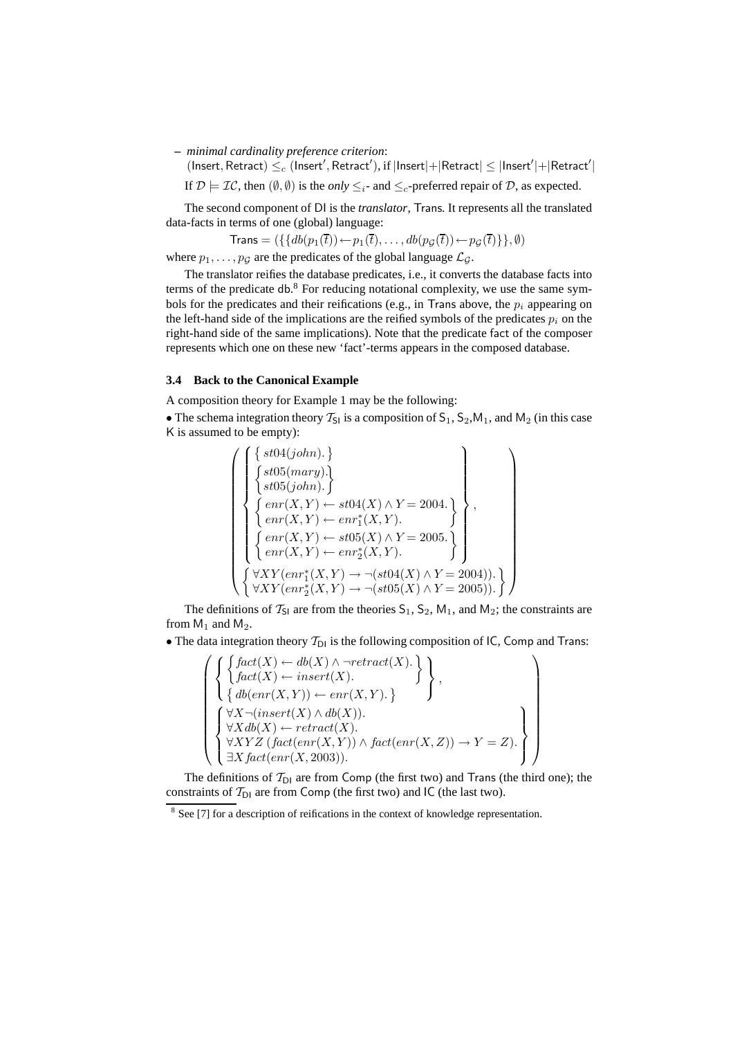– *minimal cardinality preference criterion*:
$(\mathsf{Insert}, \mathsf{Retract}) \leq_c (\mathsf{Insert}', \mathsf{Retract}')$, if $|\mathsf{Insert}|+|\mathsf{Retract}| \leq |\mathsf{Insert}'|+|\mathsf{Retract}'|$

If $\mathcal{D} \models \mathcal{IC}$, then $(\emptyset, \emptyset)$ is the *only* $\leq_i$- and $\leq_c$-preferred repair of $\mathcal{D}$, as expected.

The second component of DI is the *translator*, Trans. It represents all the translated data-facts in terms of one (global) language:

$$\mathsf{Trans} = (\{\{db(p_1(\overline{t})) \leftarrow p_1(\overline{t}), \ldots, db(p_{\mathcal{G}}(\overline{t})) \leftarrow p_{\mathcal{G}}(\overline{t})\}\}, \emptyset)$$

where $p_1, \ldots, p_{\mathcal{G}}$ are the predicates of the global language $\mathcal{L}_{\mathcal{G}}$.

The translator reifies the database predicates, i.e., it converts the database facts into terms of the predicate db.[8] For reducing notational complexity, we use the same symbols for the predicates and their reifications (e.g., in Trans above, the $p_i$ appearing on the left-hand side of the implications are the reified symbols of the predicates $p_i$ on the right-hand side of the same implications). Note that the predicate fact of the composer represents which one on these new 'fact'-terms appears in the composed database.

### 3.4 Back to the Canonical Example

A composition theory for Example 1 may be the following:

• The schema integration theory $\mathcal{T}_{\mathsf{SI}}$ is a composition of $\mathsf{S}_1$, $\mathsf{S}_2$, $\mathsf{M}_1$, and $\mathsf{M}_2$ (in this case K is assumed to be empty):

$$\left( \left\{ \begin{array}{l} \left\{ st04(john). \right\} \\ \left\{ \begin{array}{l} st05(mary). \\ st05(john). \end{array} \right\} \\ \left\{ \begin{array}{l} enr(X,Y) \leftarrow st04(X) \wedge Y = 2004. \\ enr(X,Y) \leftarrow enr_1^*(X,Y). \end{array} \right\} \\ \left\{ \begin{array}{l} enr(X,Y) \leftarrow st05(X) \wedge Y = 2005. \\ enr(X,Y) \leftarrow enr_2^*(X,Y). \end{array} \right\} \end{array} \right\}, \atop \left\{ \begin{array}{l} \forall XY (enr_1^*(X,Y) \rightarrow \neg(st04(X) \wedge Y = 2004)). \\ \forall XY (enr_2^*(X,Y) \rightarrow \neg(st05(X) \wedge Y = 2005)). \end{array} \right\} \right)$$

The definitions of $\mathcal{T}_{\mathsf{SI}}$ are from the theories $\mathsf{S}_1$, $\mathsf{S}_2$, $\mathsf{M}_1$, and $\mathsf{M}_2$; the constraints are from $\mathsf{M}_1$ and $\mathsf{M}_2$.

• The data integration theory $\mathcal{T}_{\mathsf{DI}}$ is the following composition of IC, Comp and Trans:

$$\left( \left\{ \begin{array}{l} \left\{ \begin{array}{l} fact(X) \leftarrow db(X) \wedge \neg retract(X). \\ fact(X) \leftarrow insert(X). \end{array} \right\} \\ \left\{ db(enr(X,Y)) \leftarrow enr(X,Y). \right\} \end{array} \right\}, \atop \left\{ \begin{array}{l} \forall X \neg(insert(X) \wedge db(X)). \\ \forall X\, db(X) \leftarrow retract(X). \\ \forall XYZ\, (fact(enr(X,Y)) \wedge fact(enr(X,Z)) \rightarrow Y = Z). \\ \exists X\, fact(enr(X, 2003)). \end{array} \right\} \right)$$

The definitions of $\mathcal{T}_{\mathsf{DI}}$ are from Comp (the first two) and Trans (the third one); the constraints of $\mathcal{T}_{\mathsf{DI}}$ are from Comp (the first two) and IC (the last two).

[8] See [7] for a description of reifications in the context of knowledge representation.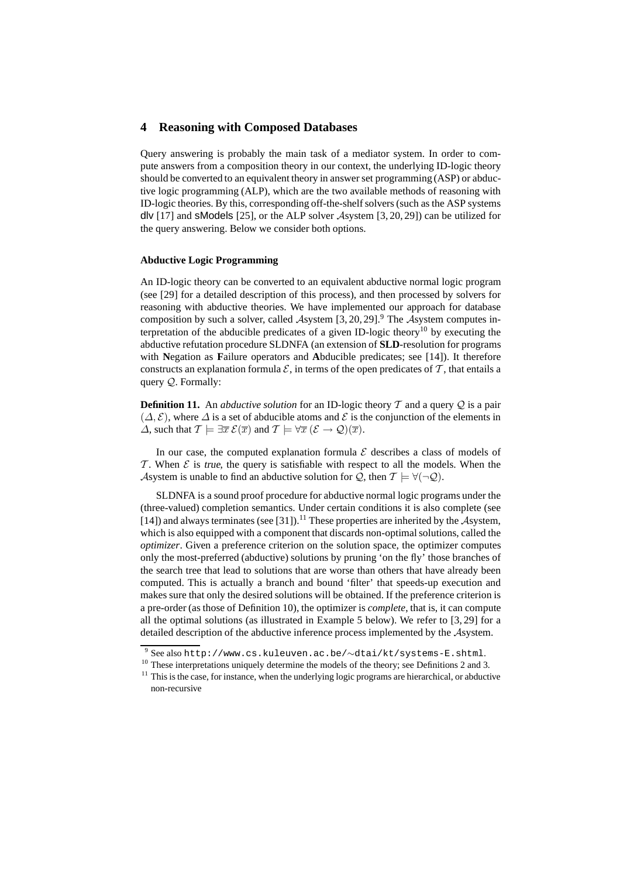## 4 Reasoning with Composed Databases

Query answering is probably the main task of a mediator system. In order to compute answers from a composition theory in our context, the underlying ID-logic theory should be converted to an equivalent theory in answer set programming (ASP) or abductive logic programming (ALP), which are the two available methods of reasoning with ID-logic theories. By this, corresponding off-the-shelf solvers (such as the ASP systems dlv [17] and sModels [25], or the ALP solver $\mathcal{A}$system [3, 20, 29]) can be utilized for the query answering. Below we consider both options.

### Abductive Logic Programming

An ID-logic theory can be converted to an equivalent abductive normal logic program (see [29] for a detailed description of this process), and then processed by solvers for reasoning with abductive theories. We have implemented our approach for database composition by such a solver, called $\mathcal{A}$system [3, 20, 29].[9] The $\mathcal{A}$system computes interpretation of the abducible predicates of a given ID-logic theory[10] by executing the abductive refutation procedure SLDNFA (an extension of **SLD**-resolution for programs with **N**egation as **F**ailure operators and **A**bducible predicates; see [14]). It therefore constructs an explanation formula $\mathcal{E}$, in terms of the open predicates of $\mathcal{T}$, that entails a query $\mathcal{Q}$. Formally:

**Definition 11.** An *abductive solution* for an ID-logic theory $\mathcal{T}$ and a query $\mathcal{Q}$ is a pair $(\Delta, \mathcal{E})$, where $\Delta$ is a set of abducible atoms and $\mathcal{E}$ is the conjunction of the elements in $\Delta$, such that $\mathcal{T} \models \exists \overline{x}\, \mathcal{E}(\overline{x})$ and $\mathcal{T} \models \forall \overline{x}\, (\mathcal{E} \rightarrow \mathcal{Q})(\overline{x})$.

In our case, the computed explanation formula $\mathcal{E}$ describes a class of models of $\mathcal{T}$. When $\mathcal{E}$ is *true*, the query is satisfiable with respect to all the models. When the $\mathcal{A}$system is unable to find an abductive solution for $\mathcal{Q}$, then $\mathcal{T} \models \forall(\neg\mathcal{Q})$.

SLDNFA is a sound proof procedure for abductive normal logic programs under the (three-valued) completion semantics. Under certain conditions it is also complete (see [14]) and always terminates (see [31]).[11] These properties are inherited by the $\mathcal{A}$system, which is also equipped with a component that discards non-optimal solutions, called the *optimizer*. Given a preference criterion on the solution space, the optimizer computes only the most-preferred (abductive) solutions by pruning 'on the fly' those branches of the search tree that lead to solutions that are worse than others that have already been computed. This is actually a branch and bound 'filter' that speeds-up execution and makes sure that only the desired solutions will be obtained. If the preference criterion is a pre-order (as those of Definition 10), the optimizer is *complete*, that is, it can compute all the optimal solutions (as illustrated in Example 5 below). We refer to [3, 29] for a detailed description of the abductive inference process implemented by the $\mathcal{A}$system.

[9] See also http://www.cs.kuleuven.ac.be/~dtai/kt/systems-E.shtml.

[10] These interpretations uniquely determine the models of the theory; see Definitions 2 and 3.

[11] This is the case, for instance, when the underlying logic programs are hierarchical, or abductive non-recursive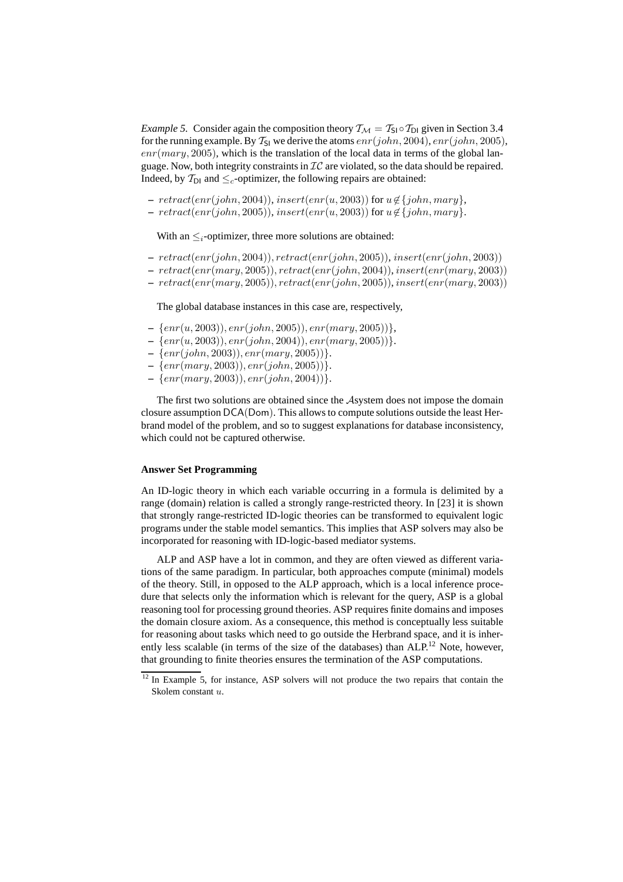*Example 5.* Consider again the composition theory $\mathcal{T}_\mathcal{M} = \mathcal{T}_{\mathsf{SI}} \circ \mathcal{T}_{\mathsf{DI}}$ given in Section 3.4 for the running example. By $\mathcal{T}_{\mathsf{SI}}$ we derive the atoms $enr(john, 2004)$, $enr(john, 2005)$, $enr(mary, 2005)$, which is the translation of the local data in terms of the global language. Now, both integrity constraints in $\mathcal{IC}$ are violated, so the data should be repaired. Indeed, by $\mathcal{T}_{\mathsf{DI}}$ and $\leq_c$-optimizer, the following repairs are obtained:

- $retract(enr(john, 2004))$, $insert(enr(u, 2003))$ for $u \notin \{john, mary\}$,
- $retract(enr(john, 2005))$, $insert(enr(u, 2003))$ for $u \notin \{john, mary\}$.

With an $\leq_i$-optimizer, three more solutions are obtained:

- $retract(enr(john, 2004)), retract(enr(john, 2005))$, $insert(enr(john, 2003))$
- $retract(enr(mary, 2005)), retract(enr(john, 2004))$, $insert(enr(mary, 2003))$
- $retract(enr(mary, 2005)), retract(enr(john, 2005))$, $insert(enr(mary, 2003))$

The global database instances in this case are, respectively,

- $\{enr(u, 2003)), enr(john, 2005)), enr(mary, 2005))\}$,
- $\{enr(u, 2003)), enr(john, 2004)), enr(mary, 2005))\}$.
- $\{enr(john, 2003)), enr(mary, 2005))\}$.
- $\{enr(mary, 2003)), enr(john, 2005))\}$.
- $\{enr(mary, 2003)), enr(john, 2004))\}$.

The first two solutions are obtained since the $\mathcal{A}$system does not impose the domain closure assumption DCA(Dom). This allows to compute solutions outside the least Herbrand model of the problem, and so to suggest explanations for database inconsistency, which could not be captured otherwise.

**Answer Set Programming**

An ID-logic theory in which each variable occurring in a formula is delimited by a range (domain) relation is called a strongly range-restricted theory. In [23] it is shown that strongly range-restricted ID-logic theories can be transformed to equivalent logic programs under the stable model semantics. This implies that ASP solvers may also be incorporated for reasoning with ID-logic-based mediator systems.

ALP and ASP have a lot in common, and they are often viewed as different variations of the same paradigm. In particular, both approaches compute (minimal) models of the theory. Still, in opposed to the ALP approach, which is a local inference procedure that selects only the information which is relevant for the query, ASP is a global reasoning tool for processing ground theories. ASP requires finite domains and imposes the domain closure axiom. As a consequence, this method is conceptually less suitable for reasoning about tasks which need to go outside the Herbrand space, and it is inherently less scalable (in terms of the size of the databases) than ALP.[12] Note, however, that grounding to finite theories ensures the termination of the ASP computations.

[12] In Example 5, for instance, ASP solvers will not produce the two repairs that contain the Skolem constant $u$.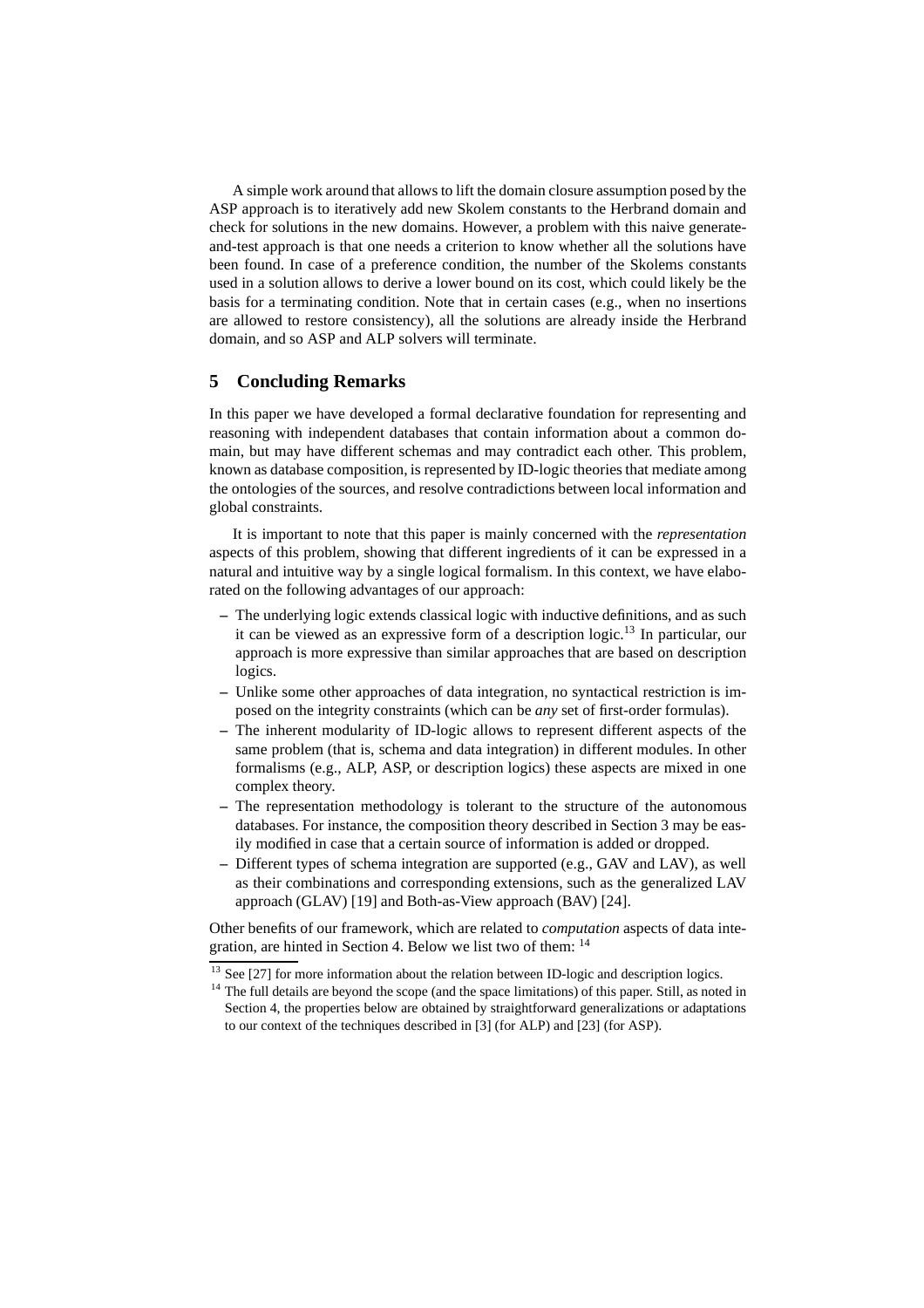A simple work around that allows to lift the domain closure assumption posed by the ASP approach is to iteratively add new Skolem constants to the Herbrand domain and check for solutions in the new domains. However, a problem with this naive generate-and-test approach is that one needs a criterion to know whether all the solutions have been found. In case of a preference condition, the number of the Skolems constants used in a solution allows to derive a lower bound on its cost, which could likely be the basis for a terminating condition. Note that in certain cases (e.g., when no insertions are allowed to restore consistency), all the solutions are already inside the Herbrand domain, and so ASP and ALP solvers will terminate.

## 5 Concluding Remarks

In this paper we have developed a formal declarative foundation for representing and reasoning with independent databases that contain information about a common domain, but may have different schemas and may contradict each other. This problem, known as database composition, is represented by ID-logic theories that mediate among the ontologies of the sources, and resolve contradictions between local information and global constraints.

It is important to note that this paper is mainly concerned with the *representation* aspects of this problem, showing that different ingredients of it can be expressed in a natural and intuitive way by a single logical formalism. In this context, we have elaborated on the following advantages of our approach:

- The underlying logic extends classical logic with inductive definitions, and as such it can be viewed as an expressive form of a description logic.[13] In particular, our approach is more expressive than similar approaches that are based on description logics.
- Unlike some other approaches of data integration, no syntactical restriction is imposed on the integrity constraints (which can be *any* set of first-order formulas).
- The inherent modularity of ID-logic allows to represent different aspects of the same problem (that is, schema and data integration) in different modules. In other formalisms (e.g., ALP, ASP, or description logics) these aspects are mixed in one complex theory.
- The representation methodology is tolerant to the structure of the autonomous databases. For instance, the composition theory described in Section 3 may be easily modified in case that a certain source of information is added or dropped.
- Different types of schema integration are supported (e.g., GAV and LAV), as well as their combinations and corresponding extensions, such as the generalized LAV approach (GLAV) [19] and Both-as-View approach (BAV) [24].

Other benefits of our framework, which are related to *computation* aspects of data integration, are hinted in Section 4. Below we list two of them: [14]

[13] See [27] for more information about the relation between ID-logic and description logics.

[14] The full details are beyond the scope (and the space limitations) of this paper. Still, as noted in Section 4, the properties below are obtained by straightforward generalizations or adaptations to our context of the techniques described in [3] (for ALP) and [23] (for ASP).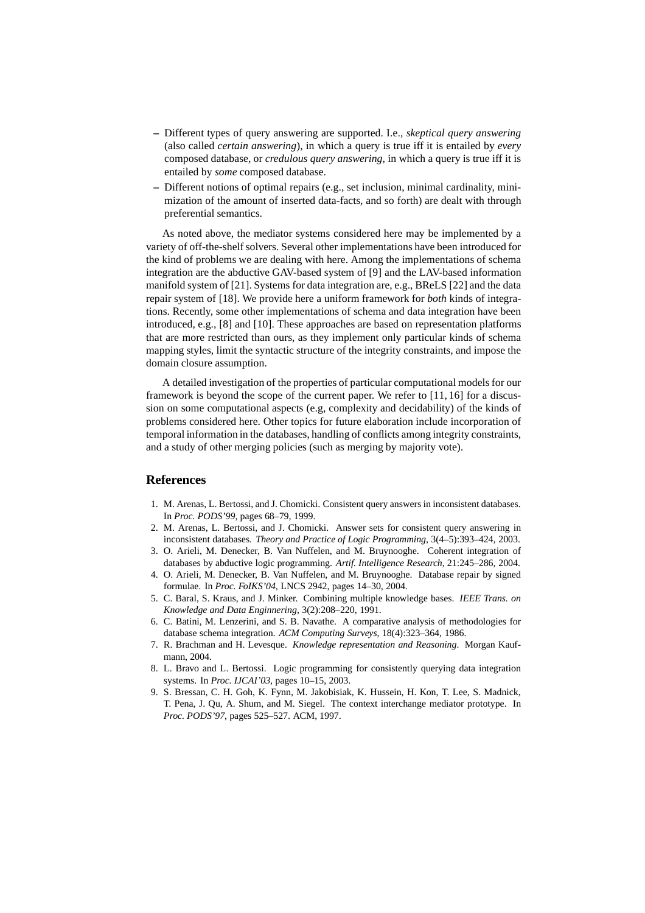- Different types of query answering are supported. I.e., *skeptical query answering* (also called *certain answering*), in which a query is true iff it is entailed by *every* composed database, or *credulous query answering*, in which a query is true iff it is entailed by *some* composed database.
- Different notions of optimal repairs (e.g., set inclusion, minimal cardinality, minimization of the amount of inserted data-facts, and so forth) are dealt with through preferential semantics.

As noted above, the mediator systems considered here may be implemented by a variety of off-the-shelf solvers. Several other implementations have been introduced for the kind of problems we are dealing with here. Among the implementations of schema integration are the abductive GAV-based system of [9] and the LAV-based information manifold system of [21]. Systems for data integration are, e.g., BReLS [22] and the data repair system of [18]. We provide here a uniform framework for *both* kinds of integrations. Recently, some other implementations of schema and data integration have been introduced, e.g., [8] and [10]. These approaches are based on representation platforms that are more restricted than ours, as they implement only particular kinds of schema mapping styles, limit the syntactic structure of the integrity constraints, and impose the domain closure assumption.

A detailed investigation of the properties of particular computational models for our framework is beyond the scope of the current paper. We refer to [11, 16] for a discussion on some computational aspects (e.g, complexity and decidability) of the kinds of problems considered here. Other topics for future elaboration include incorporation of temporal information in the databases, handling of conflicts among integrity constraints, and a study of other merging policies (such as merging by majority vote).

## References

1. M. Arenas, L. Bertossi, and J. Chomicki. Consistent query answers in inconsistent databases. In *Proc. PODS'99*, pages 68–79, 1999.
2. M. Arenas, L. Bertossi, and J. Chomicki. Answer sets for consistent query answering in inconsistent databases. *Theory and Practice of Logic Programming*, 3(4–5):393–424, 2003.
3. O. Arieli, M. Denecker, B. Van Nuffelen, and M. Bruynooghe. Coherent integration of databases by abductive logic programming. *Artif. Intelligence Research*, 21:245–286, 2004.
4. O. Arieli, M. Denecker, B. Van Nuffelen, and M. Bruynooghe. Database repair by signed formulae. In *Proc. FoIKS'04*, LNCS 2942, pages 14–30, 2004.
5. C. Baral, S. Kraus, and J. Minker. Combining multiple knowledge bases. *IEEE Trans. on Knowledge and Data Enginnering*, 3(2):208–220, 1991.
6. C. Batini, M. Lenzerini, and S. B. Navathe. A comparative analysis of methodologies for database schema integration. *ACM Computing Surveys*, 18(4):323–364, 1986.
7. R. Brachman and H. Levesque. *Knowledge representation and Reasoning*. Morgan Kaufmann, 2004.
8. L. Bravo and L. Bertossi. Logic programming for consistently querying data integration systems. In *Proc. IJCAI'03*, pages 10–15, 2003.
9. S. Bressan, C. H. Goh, K. Fynn, M. Jakobisiak, K. Hussein, H. Kon, T. Lee, S. Madnick, T. Pena, J. Qu, A. Shum, and M. Siegel. The context interchange mediator prototype. In *Proc. PODS'97*, pages 525–527. ACM, 1997.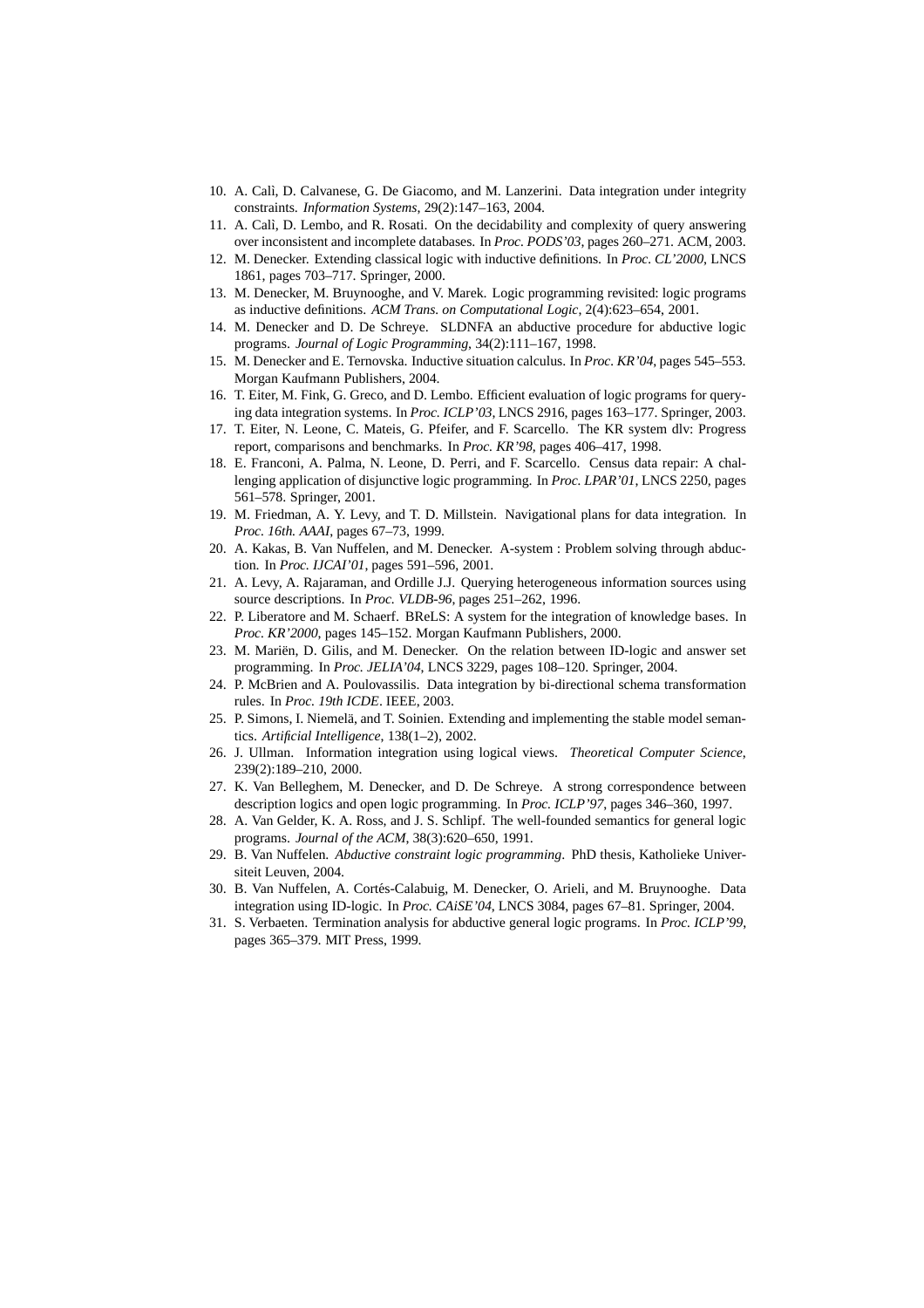10. A. Calì, D. Calvanese, G. De Giacomo, and M. Lanzerini. Data integration under integrity constraints. *Information Systems*, 29(2):147–163, 2004.
11. A. Calì, D. Lembo, and R. Rosati. On the decidability and complexity of query answering over inconsistent and incomplete databases. In *Proc. PODS'03*, pages 260–271. ACM, 2003.
12. M. Denecker. Extending classical logic with inductive definitions. In *Proc. CL'2000*, LNCS 1861, pages 703–717. Springer, 2000.
13. M. Denecker, M. Bruynooghe, and V. Marek. Logic programming revisited: logic programs as inductive definitions. *ACM Trans. on Computational Logic*, 2(4):623–654, 2001.
14. M. Denecker and D. De Schreye. SLDNFA an abductive procedure for abductive logic programs. *Journal of Logic Programming*, 34(2):111–167, 1998.
15. M. Denecker and E. Ternovska. Inductive situation calculus. In *Proc. KR'04*, pages 545–553. Morgan Kaufmann Publishers, 2004.
16. T. Eiter, M. Fink, G. Greco, and D. Lembo. Efficient evaluation of logic programs for querying data integration systems. In *Proc. ICLP'03*, LNCS 2916, pages 163–177. Springer, 2003.
17. T. Eiter, N. Leone, C. Mateis, G. Pfeifer, and F. Scarcello. The KR system dlv: Progress report, comparisons and benchmarks. In *Proc. KR'98*, pages 406–417, 1998.
18. E. Franconi, A. Palma, N. Leone, D. Perri, and F. Scarcello. Census data repair: A challenging application of disjunctive logic programming. In *Proc. LPAR'01*, LNCS 2250, pages 561–578. Springer, 2001.
19. M. Friedman, A. Y. Levy, and T. D. Millstein. Navigational plans for data integration. In *Proc. 16th. AAAI*, pages 67–73, 1999.
20. A. Kakas, B. Van Nuffelen, and M. Denecker. A-system : Problem solving through abduction. In *Proc. IJCAI'01*, pages 591–596, 2001.
21. A. Levy, A. Rajaraman, and Ordille J.J. Querying heterogeneous information sources using source descriptions. In *Proc. VLDB-96*, pages 251–262, 1996.
22. P. Liberatore and M. Schaerf. BReLS: A system for the integration of knowledge bases. In *Proc. KR'2000*, pages 145–152. Morgan Kaufmann Publishers, 2000.
23. M. Mariën, D. Gilis, and M. Denecker. On the relation between ID-logic and answer set programming. In *Proc. JELIA'04*, LNCS 3229, pages 108–120. Springer, 2004.
24. P. McBrien and A. Poulovassilis. Data integration by bi-directional schema transformation rules. In *Proc. 19th ICDE*. IEEE, 2003.
25. P. Simons, I. Niemelä, and T. Soinien. Extending and implementing the stable model semantics. *Artificial Intelligence*, 138(1–2), 2002.
26. J. Ullman. Information integration using logical views. *Theoretical Computer Science*, 239(2):189–210, 2000.
27. K. Van Belleghem, M. Denecker, and D. De Schreye. A strong correspondence between description logics and open logic programming. In *Proc. ICLP'97*, pages 346–360, 1997.
28. A. Van Gelder, K. A. Ross, and J. S. Schlipf. The well-founded semantics for general logic programs. *Journal of the ACM*, 38(3):620–650, 1991.
29. B. Van Nuffelen. *Abductive constraint logic programming*. PhD thesis, Katholieke Universiteit Leuven, 2004.
30. B. Van Nuffelen, A. Cortés-Calabuig, M. Denecker, O. Arieli, and M. Bruynooghe. Data integration using ID-logic. In *Proc. CAiSE'04*, LNCS 3084, pages 67–81. Springer, 2004.
31. S. Verbaeten. Termination analysis for abductive general logic programs. In *Proc. ICLP'99*, pages 365–379. MIT Press, 1999.